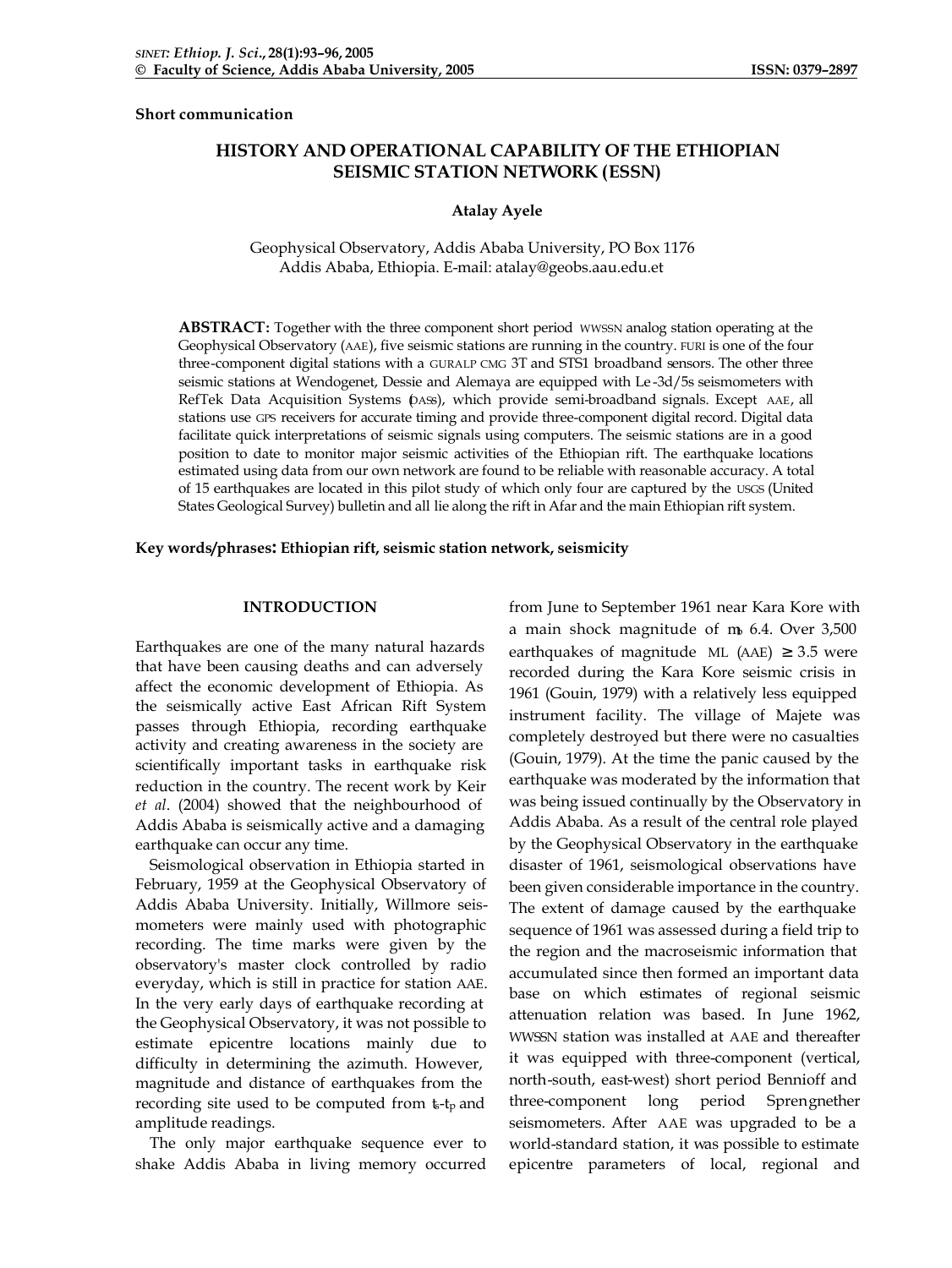Short communication

# HISTORY AND OPERATIONAL CAPABILITY OF THE ETHIOPIAN SEISMIC STATION NETWORK (ESSN)

**Atalay Ayele**

Geophysical Observatory, Addis Ababa University, PO Box 1176
Addis Ababa, Ethiopia. E-mail: atalay@geobs.aau.edu.et

**ABSTRACT:** Together with the three component short period WWSSN analog station operating at the Geophysical Observatory (AAE), five seismic stations are running in the country. FURI is one of the four three-component digital stations with a GURALP CMG 3T and STS1 broadband sensors. The other three seismic stations at Wendogenet, Dessie and Alemaya are equipped with Le-3d/5s seismometers with RefTek Data Acquisition Systems (DASs), which provide semi-broadband signals. Except AAE, all stations use GPS receivers for accurate timing and provide three-component digital record. Digital data facilitate quick interpretations of seismic signals using computers. The seismic stations are in a good position to date to monitor major seismic activities of the Ethiopian rift. The earthquake locations estimated using data from our own network are found to be reliable with reasonable accuracy. A total of 15 earthquakes are located in this pilot study of which only four are captured by the USGS (United States Geological Survey) bulletin and all lie along the rift in Afar and the main Ethiopian rift system.

**Key words/phrases: Ethiopian rift, seismic station network, seismicity**

## INTRODUCTION

Earthquakes are one of the many natural hazards that have been causing deaths and can adversely affect the economic development of Ethiopia. As the seismically active East African Rift System passes through Ethiopia, recording earthquake activity and creating awareness in the society are scientifically important tasks in earthquake risk reduction in the country. The recent work by Keir *et al*. (2004) showed that the neighbourhood of Addis Ababa is seismically active and a damaging earthquake can occur any time.

Seismological observation in Ethiopia started in February, 1959 at the Geophysical Observatory of Addis Ababa University. Initially, Willmore seismometers were mainly used with photographic recording. The time marks were given by the observatory's master clock controlled by radio everyday, which is still in practice for station AAE. In the very early days of earthquake recording at the Geophysical Observatory, it was not possible to estimate epicentre locations mainly due to difficulty in determining the azimuth. However, magnitude and distance of earthquakes from the recording site used to be computed from $t_s$-$t_p$ and amplitude readings.

The only major earthquake sequence ever to shake Addis Ababa in living memory occurred from June to September 1961 near Kara Kore with a main shock magnitude of $m_b$ 6.4. Over 3,500 earthquakes of magnitude ML (AAE) $\geq$ 3.5 were recorded during the Kara Kore seismic crisis in 1961 (Gouin, 1979) with a relatively less equipped instrument facility. The village of Majete was completely destroyed but there were no casualties (Gouin, 1979). At the time the panic caused by the earthquake was moderated by the information that was being issued continually by the Observatory in Addis Ababa. As a result of the central role played by the Geophysical Observatory in the earthquake disaster of 1961, seismological observations have been given considerable importance in the country. The extent of damage caused by the earthquake sequence of 1961 was assessed during a field trip to the region and the macroseismic information that accumulated since then formed an important data base on which estimates of regional seismic attenuation relation was based. In June 1962, WWSSN station was installed at AAE and thereafter it was equipped with three-component (vertical, north-south, east-west) short period Bennioff and three-component long period Sprengnether seismometers. After AAE was upgraded to be a world-standard station, it was possible to estimate epicentre parameters of local, regional and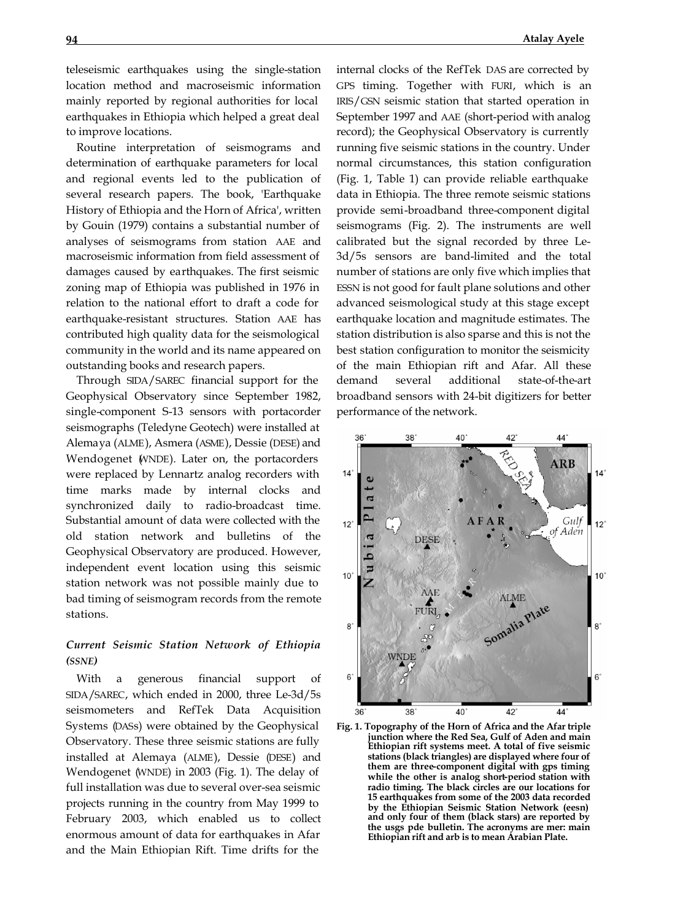teleseismic earthquakes using the single-station location method and macroseismic information mainly reported by regional authorities for local earthquakes in Ethiopia which helped a great deal to improve locations.

Routine interpretation of seismograms and determination of earthquake parameters for local and regional events led to the publication of several research papers. The book, 'Earthquake History of Ethiopia and the Horn of Africa', written by Gouin (1979) contains a substantial number of analyses of seismograms from station AAE and macroseismic information from field assessment of damages caused by earthquakes. The first seismic zoning map of Ethiopia was published in 1976 in relation to the national effort to draft a code for earthquake-resistant structures. Station AAE has contributed high quality data for the seismological community in the world and its name appeared on outstanding books and research papers.

Through SIDA/SAREC financial support for the Geophysical Observatory since September 1982, single-component S-13 sensors with portacorder seismographs (Teledyne Geotech) were installed at Alemaya (ALME), Asmera (ASME), Dessie (DESE) and Wendogenet (WNDE). Later on, the portacorders were replaced by Lennartz analog recorders with time marks made by internal clocks and synchronized daily to radio-broadcast time. Substantial amount of data were collected with the old station network and bulletins of the Geophysical Observatory are produced. However, independent event location using this seismic station network was not possible mainly due to bad timing of seismogram records from the remote stations.

### *Current Seismic Station Network of Ethiopia (SSNE)*

With a generous financial support of SIDA/SAREC, which ended in 2000, three Le-3d/5s seismometers and RefTek Data Acquisition Systems (DASs) were obtained by the Geophysical Observatory. These three seismic stations are fully installed at Alemaya (ALME), Dessie (DESE) and Wendogenet (WNDE) in 2003 (Fig. 1). The delay of full installation was due to several over-sea seismic projects running in the country from May 1999 to February 2003, which enabled us to collect enormous amount of data for earthquakes in Afar and the Main Ethiopian Rift. Time drifts for the internal clocks of the RefTek DAS are corrected by GPS timing. Together with FURI, which is an IRIS/GSN seismic station that started operation in September 1997 and AAE (short-period with analog record); the Geophysical Observatory is currently running five seismic stations in the country. Under normal circumstances, this station configuration (Fig. 1, Table 1) can provide reliable earthquake data in Ethiopia. The three remote seismic stations provide semi-broadband three-component digital seismograms (Fig. 2). The instruments are well calibrated but the signal recorded by three Le-3d/5s sensors are band-limited and the total number of stations are only five which implies that ESSN is not good for fault plane solutions and other advanced seismological study at this stage except earthquake location and magnitude estimates. The station distribution is also sparse and this is not the best station configuration to monitor the seismicity of the main Ethiopian rift and Afar. All these demand several additional state-of-the-art broadband sensors with 24-bit digitizers for better performance of the network.

**Fig. 1. Topography of the Horn of Africa and the Afar triple junction where the Red Sea, Gulf of Aden and main Ethiopian rift systems meet. A total of five seismic stations (black triangles) are displayed where four of them are three-component digital with gps timing while the other is analog short-period station with radio timing. The black circles are our locations for 15 earthquakes from some of the 2003 data recorded by the Ethiopian Seismic Station Network (eesn) and only four of them (black stars) are reported by the usgs pde bulletin. The acronyms are mer: main Ethiopian rift and arb is to mean Arabian Plate.**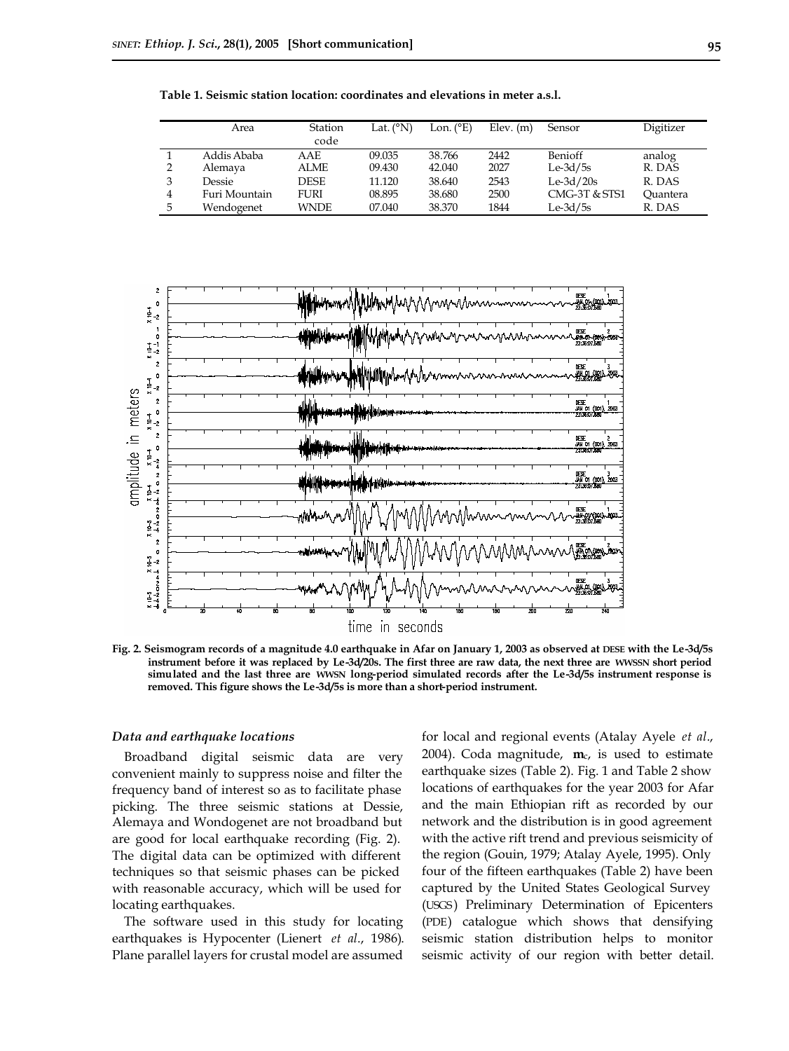**Table 1. Seismic station location: coordinates and elevations in meter a.s.l.**

| | Area | Station code | Lat. (°N) | Lon. (°E) | Elev. (m) | Sensor | Digitizer |
|---|---|---|---|---|---|---|---|
| 1 | Addis Ababa | AAE | 09.035 | 38.766 | 2442 | Benioff | analog |
| 2 | Alemaya | ALME | 09.430 | 42.040 | 2027 | Le-3d/5s | R. DAS |
| 3 | Dessie | DESE | 11.120 | 38.640 | 2543 | Le-3d/20s | R. DAS |
| 4 | Furi Mountain | FURI | 08.895 | 38.680 | 2500 | CMG-3T & STS1 | Quantera |
| 5 | Wendogenet | WNDE | 07.040 | 38.370 | 1844 | Le-3d/5s | R. DAS |

**Fig. 2. Seismogram records of a magnitude 4.0 earthquake in Afar on January 1, 2003 as observed at DESE with the Le-3d/5s instrument before it was replaced by Le-3d/20s. The first three are raw data, the next three are WWSSN short period simulated records and the last three are WWSN long-period simulated records after the Le-3d/5s instrument response is removed. This figure shows the Le-3d/5s is more than a short-period instrument.**

### *Data and earthquake locations*

Broadband digital seismic data are very convenient mainly to suppress noise and filter the frequency band of interest so as to facilitate phase picking. The three seismic stations at Dessie, Alemaya and Wondogenet are not broadband but are good for local earthquake recording (Fig. 2). The digital data can be optimized with different techniques so that seismic phases can be picked with reasonable accuracy, which will be used for locating earthquakes.

The software used in this study for locating earthquakes is Hypocenter (Lienert *et al*., 1986). Plane parallel layers for crustal model are assumed for local and regional events (Atalay Ayele *et al*., 2004). Coda magnitude, $\mathbf{m}_c$, is used to estimate earthquake sizes (Table 2). Fig. 1 and Table 2 show locations of earthquakes for the year 2003 for Afar and the main Ethiopian rift as recorded by our network and the distribution is in good agreement with the active rift trend and previous seismicity of the region (Gouin, 1979; Atalay Ayele, 1995). Only four of the fifteen earthquakes (Table 2) have been captured by the United States Geological Survey (USGS) Preliminary Determination of Epicenters (PDE) catalogue which shows that densifying seismic station distribution helps to monitor seismic activity of our region with better detail.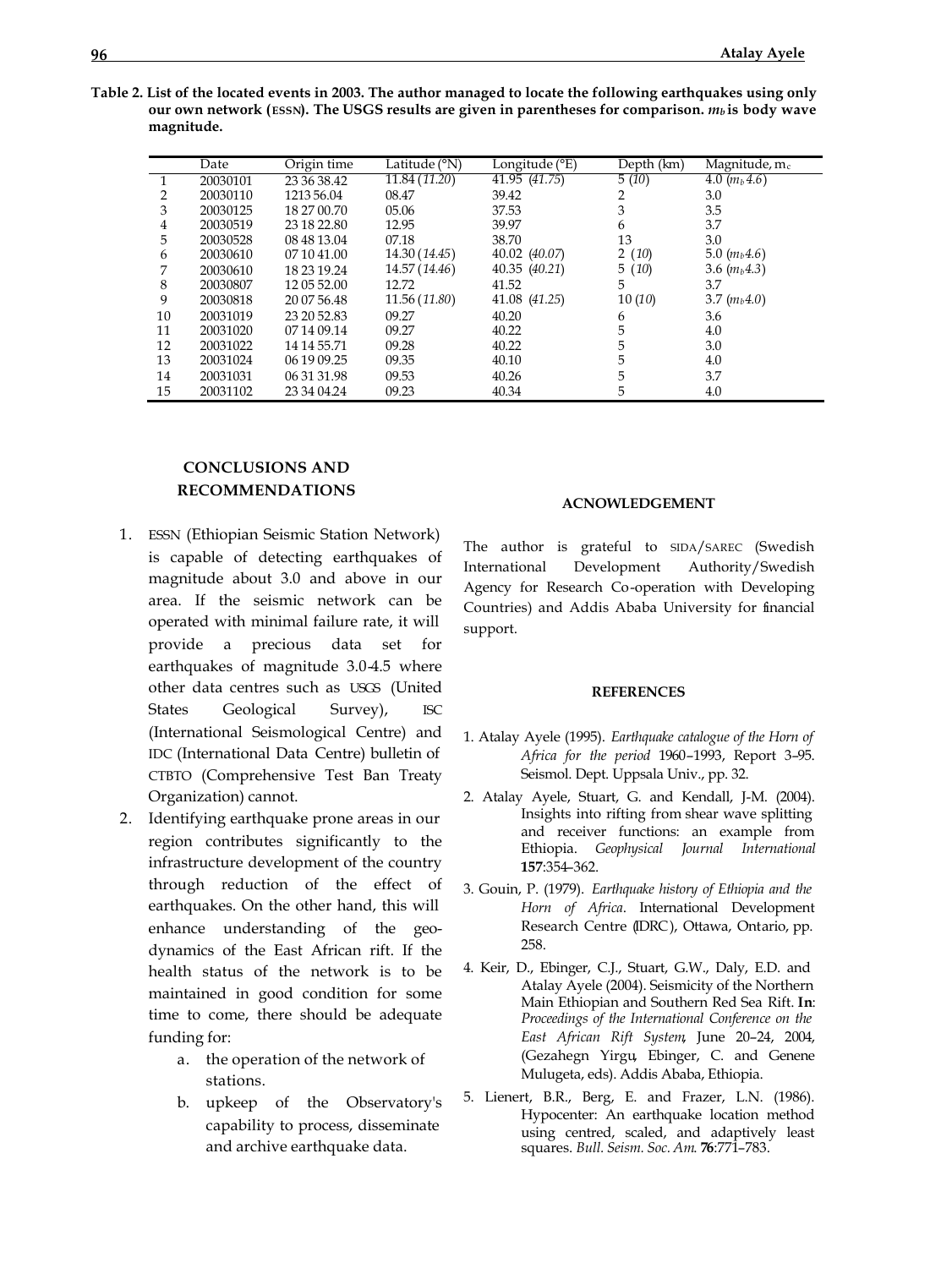**Table 2. List of the located events in 2003. The author managed to locate the following earthquakes using only our own network (ESSN). The USGS results are given in parentheses for comparison. $m_b$ is body wave magnitude.**

| | Date | Origin time | Latitude (°N) | Longitude (°E) | Depth (km) | Magnitude, $m_c$ |
|---|---|---|---|---|---|---|
| 1 | 20030101 | 23 36 38.42 | 11.84 (*11.20*) | 41.95 (*41.75*) | 5 (*10*) | 4.0 ($m_b$ *4.6*) |
| 2 | 20030110 | 1213 56.04 | 08.47 | 39.42 | 2 | 3.0 |
| 3 | 20030125 | 18 27 00.70 | 05.06 | 37.53 | 3 | 3.5 |
| 4 | 20030519 | 23 18 22.80 | 12.95 | 39.97 | 6 | 3.7 |
| 5 | 20030528 | 08 48 13.04 | 07.18 | 38.70 | 13 | 3.0 |
| 6 | 20030610 | 07 10 41.00 | 14.30 (*14.45*) | 40.02 (*40.07*) | 2 (*10*) | 5.0 ($m_b$ *4.6*) |
| 7 | 20030610 | 18 23 19.24 | 14.57 (*14.46*) | 40.35 (*40.21*) | 5 (*10*) | 3.6 ($m_b$ *4.3*) |
| 8 | 20030807 | 12 05 52.00 | 12.72 | 41.52 | 5 | 3.7 |
| 9 | 20030818 | 20 07 56.48 | 11.56 (*11.80*) | 41.08 (*41.25*) | 10 (*10*) | 3.7 ($m_b$ *4.0*) |
| 10 | 20031019 | 23 20 52.83 | 09.27 | 40.20 | 6 | 3.6 |
| 11 | 20031020 | 07 14 09.14 | 09.27 | 40.22 | 5 | 4.0 |
| 12 | 20031022 | 14 14 55.71 | 09.28 | 40.22 | 5 | 3.0 |
| 13 | 20031024 | 06 19 09.25 | 09.35 | 40.10 | 5 | 4.0 |
| 14 | 20031031 | 06 31 31.98 | 09.53 | 40.26 | 5 | 3.7 |
| 15 | 20031102 | 23 34 04.24 | 09.23 | 40.34 | 5 | 4.0 |

## CONCLUSIONS AND RECOMMENDATIONS

1. ESSN (Ethiopian Seismic Station Network) is capable of detecting earthquakes of magnitude about 3.0 and above in our area. If the seismic network can be operated with minimal failure rate, it will provide a precious data set for earthquakes of magnitude 3.0-4.5 where other data centres such as USGS (United States Geological Survey), ISC (International Seismological Centre) and IDC (International Data Centre) bulletin of CTBTO (Comprehensive Test Ban Treaty Organization) cannot.
2. Identifying earthquake prone areas in our region contributes significantly to the infrastructure development of the country through reduction of the effect of earthquakes. On the other hand, this will enhance understanding of the geo-dynamics of the East African rift. If the health status of the network is to be maintained in good condition for some time to come, there should be adequate funding for:
    a. the operation of the network of stations.
    b. upkeep of the Observatory's capability to process, disseminate and archive earthquake data.

## ACNOWLEDGEMENT

The author is grateful to SIDA/SAREC (Swedish International Development Authority/Swedish Agency for Research Co-operation with Developing Countries) and Addis Ababa University for financial support.

## REFERENCES

1. Atalay Ayele (1995). *Earthquake catalogue of the Horn of Africa for the period* 1960–1993, Report 3–95. Seismol. Dept. Uppsala Univ., pp. 32.
2. Atalay Ayele, Stuart, G. and Kendall, J-M. (2004). Insights into rifting from shear wave splitting and receiver functions: an example from Ethiopia. *Geophysical Journal International* **157**:354–362.
3. Gouin, P. (1979). *Earthquake history of Ethiopia and the Horn of Africa*. International Development Research Centre (IDRC), Ottawa, Ontario, pp. 258.
4. Keir, D., Ebinger, C.J., Stuart, G.W., Daly, E.D. and Atalay Ayele (2004). Seismicity of the Northern Main Ethiopian and Southern Red Sea Rift. **In**: *Proceedings of the International Conference on the East African Rift System*, June 20–24, 2004, (Gezahegn Yirgu, Ebinger, C. and Genene Mulugeta, eds). Addis Ababa, Ethiopia.
5. Lienert, B.R., Berg, E. and Frazer, L.N. (1986). Hypocenter: An earthquake location method using centred, scaled, and adaptively least squares. *Bull. Seism. Soc. Am.* **76**:771–783.